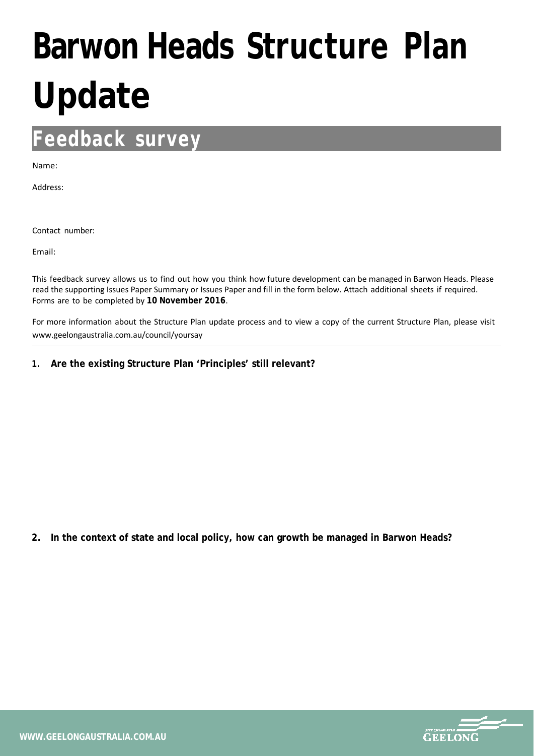# Barwon Heads Structure Plan Update

## Feedback survey

Name:

Address:

Contact number:

Email:

This feedback survey allows us to find out how you think how future development can be managed in Barwon Heads. Please read the supporting Issues Paper Summary or Issues Paper and fill in the form below. Attach additional sheets if required. Forms are to be completed by **10 November 2016**.

For more information about the Structure Plan update process and to view a copy of the current Structure Plan, please visit www.geelongaustralia.com.au/council/yoursay

---

1. **Are the existing Structure Plan 'Principles' still relevant?**

2. **In the context of state and local policy, how can growth be managed in Barwon Heads?**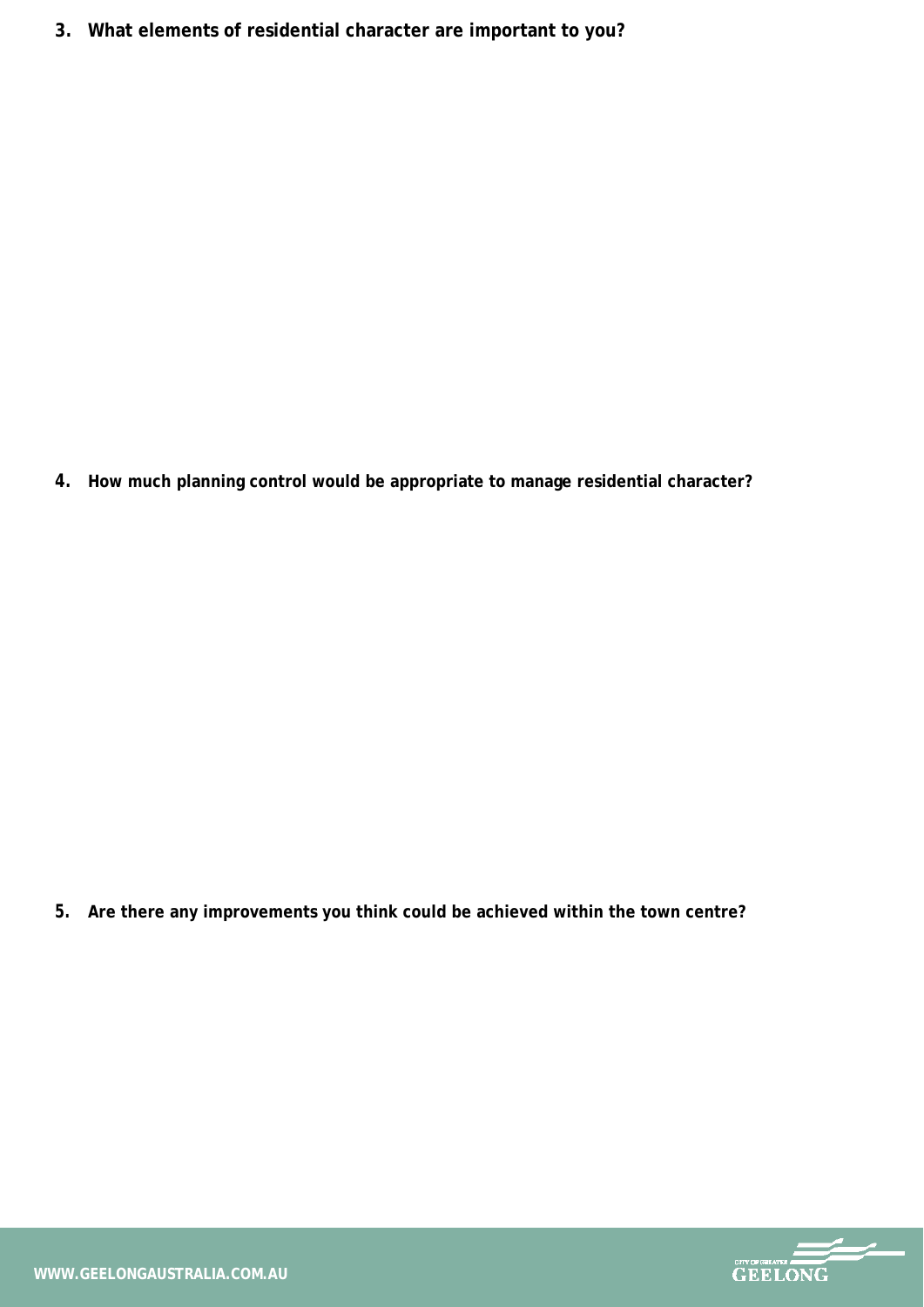**3. What elements of residential character are important to you?**

**4. How much planning control would be appropriate to manage residential character?**

**5. Are there any improvements you think could be achieved within the town centre?**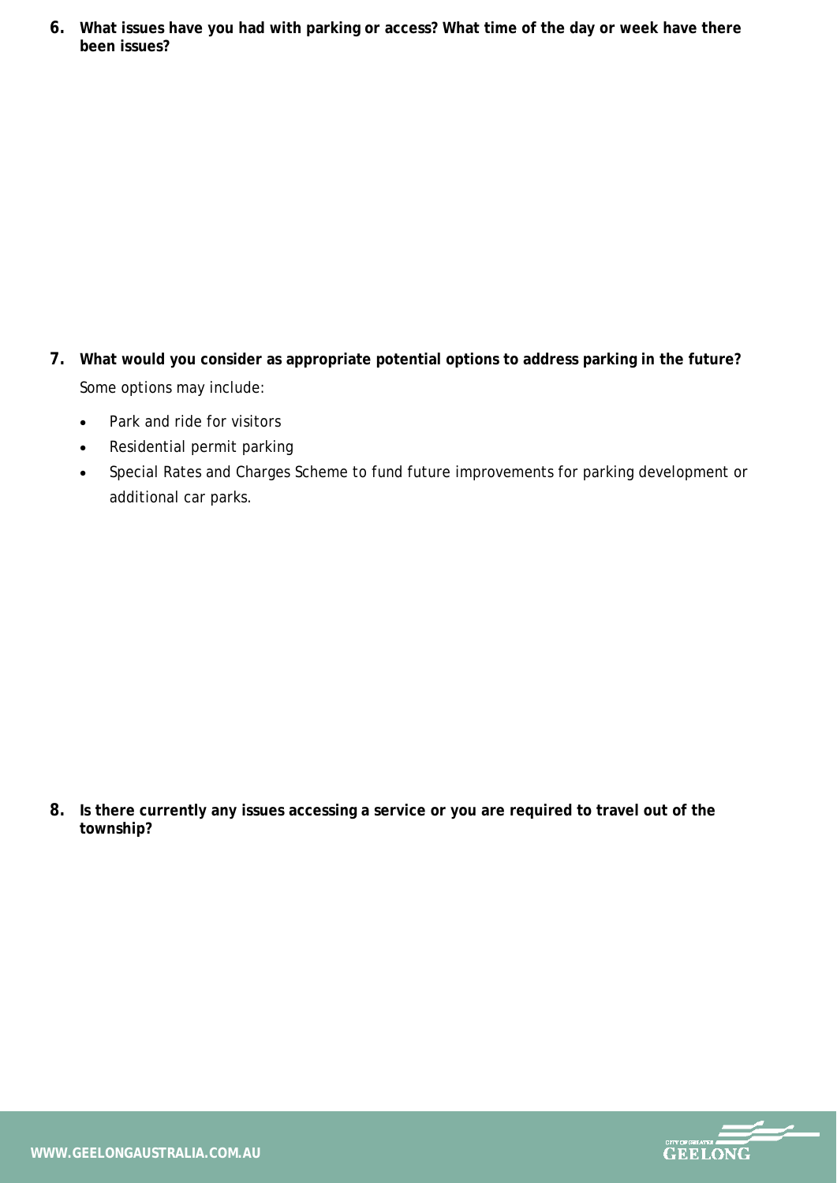**6. What issues have you had with parking or access? What time of the day or week have there been issues?**

**7. What would you consider as appropriate potential options to address parking in the future?**

Some options may include:

- Park and ride for visitors
- Residential permit parking
- Special Rates and Charges Scheme to fund future improvements for parking development or additional car parks.

**8. Is there currently any issues accessing a service or you are required to travel out of the township?**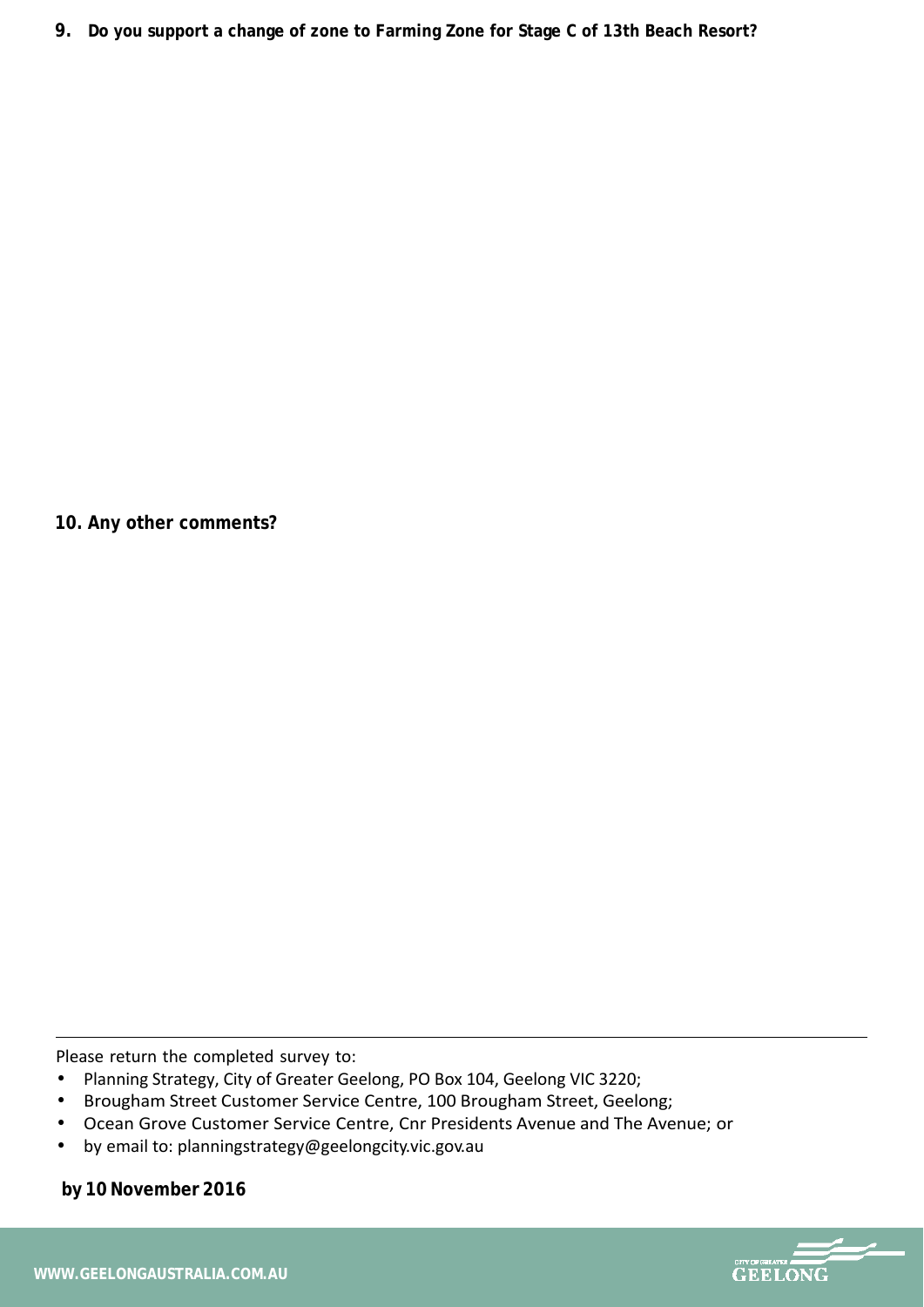**9. Do you support a change of zone to Farming Zone for Stage C of 13th Beach Resort?**

**10. Any other comments?**

---

Please return the completed survey to:

- Planning Strategy, City of Greater Geelong, PO Box 104, Geelong VIC 3220;
- Brougham Street Customer Service Centre, 100 Brougham Street, Geelong;
- Ocean Grove Customer Service Centre, Cnr Presidents Avenue and The Avenue; or
- by email to: planningstrategy@geelongcity.vic.gov.au

**by 10 November 2016**